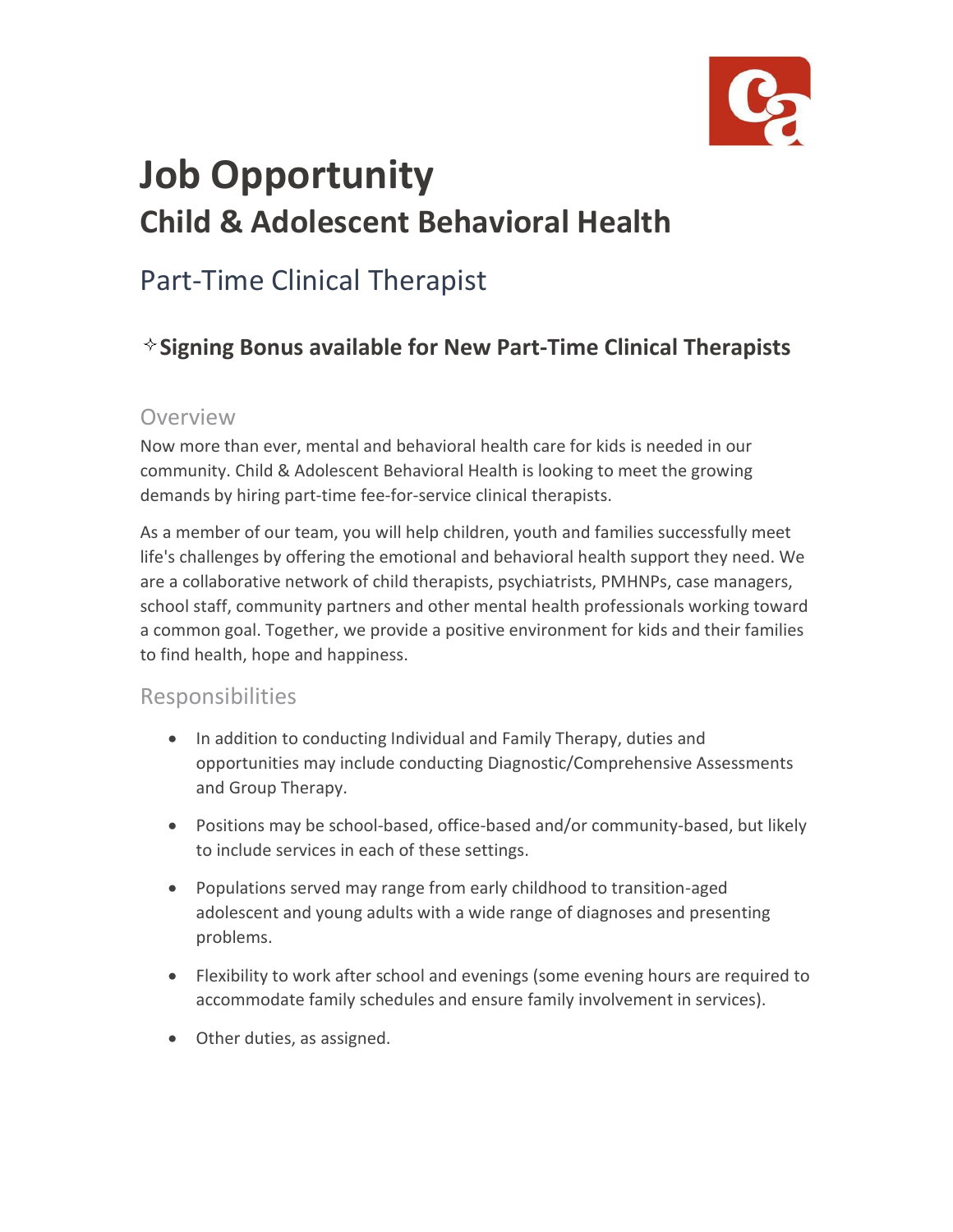# Job Opportunity

## Child & Adolescent Behavioral Health

## Part-Time Clinical Therapist

### ✧ Signing Bonus available for New Part-Time Clinical Therapists

### Overview

Now more than ever, mental and behavioral health care for kids is needed in our community. Child & Adolescent Behavioral Health is looking to meet the growing demands by hiring part-time fee-for-service clinical therapists.

As a member of our team, you will help children, youth and families successfully meet life's challenges by offering the emotional and behavioral health support they need. We are a collaborative network of child therapists, psychiatrists, PMHNPs, case managers, school staff, community partners and other mental health professionals working toward a common goal. Together, we provide a positive environment for kids and their families to find health, hope and happiness.

### Responsibilities

- In addition to conducting Individual and Family Therapy, duties and opportunities may include conducting Diagnostic/Comprehensive Assessments and Group Therapy.
- Positions may be school-based, office-based and/or community-based, but likely to include services in each of these settings.
- Populations served may range from early childhood to transition-aged adolescent and young adults with a wide range of diagnoses and presenting problems.
- Flexibility to work after school and evenings (some evening hours are required to accommodate family schedules and ensure family involvement in services).
- Other duties, as assigned.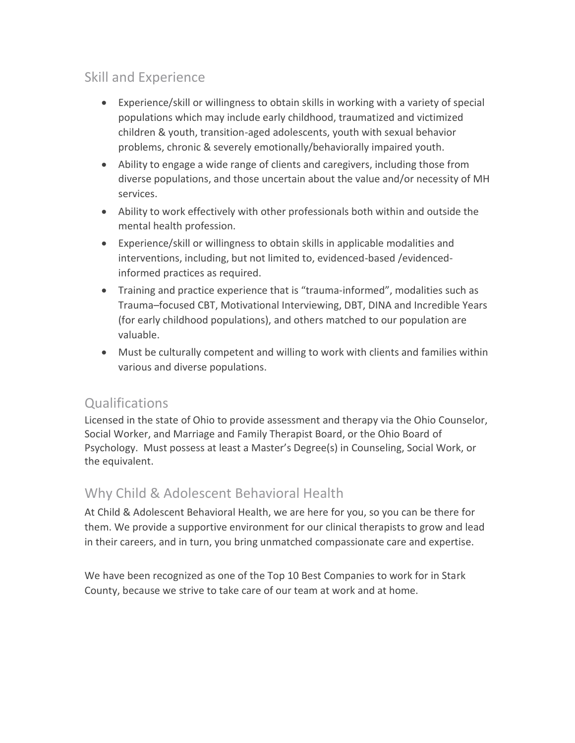## Skill and Experience

- Experience/skill or willingness to obtain skills in working with a variety of special populations which may include early childhood, traumatized and victimized children & youth, transition-aged adolescents, youth with sexual behavior problems, chronic & severely emotionally/behaviorally impaired youth.
- Ability to engage a wide range of clients and caregivers, including those from diverse populations, and those uncertain about the value and/or necessity of MH services.
- Ability to work effectively with other professionals both within and outside the mental health profession.
- Experience/skill or willingness to obtain skills in applicable modalities and interventions, including, but not limited to, evidenced-based /evidenced-informed practices as required.
- Training and practice experience that is "trauma-informed", modalities such as Trauma–focused CBT, Motivational Interviewing, DBT, DINA and Incredible Years (for early childhood populations), and others matched to our population are valuable.
- Must be culturally competent and willing to work with clients and families within various and diverse populations.

## Qualifications

Licensed in the state of Ohio to provide assessment and therapy via the Ohio Counselor, Social Worker, and Marriage and Family Therapist Board, or the Ohio Board of Psychology. Must possess at least a Master's Degree(s) in Counseling, Social Work, or the equivalent.

## Why Child & Adolescent Behavioral Health

At Child & Adolescent Behavioral Health, we are here for you, so you can be there for them. We provide a supportive environment for our clinical therapists to grow and lead in their careers, and in turn, you bring unmatched compassionate care and expertise.

We have been recognized as one of the Top 10 Best Companies to work for in Stark County, because we strive to take care of our team at work and at home.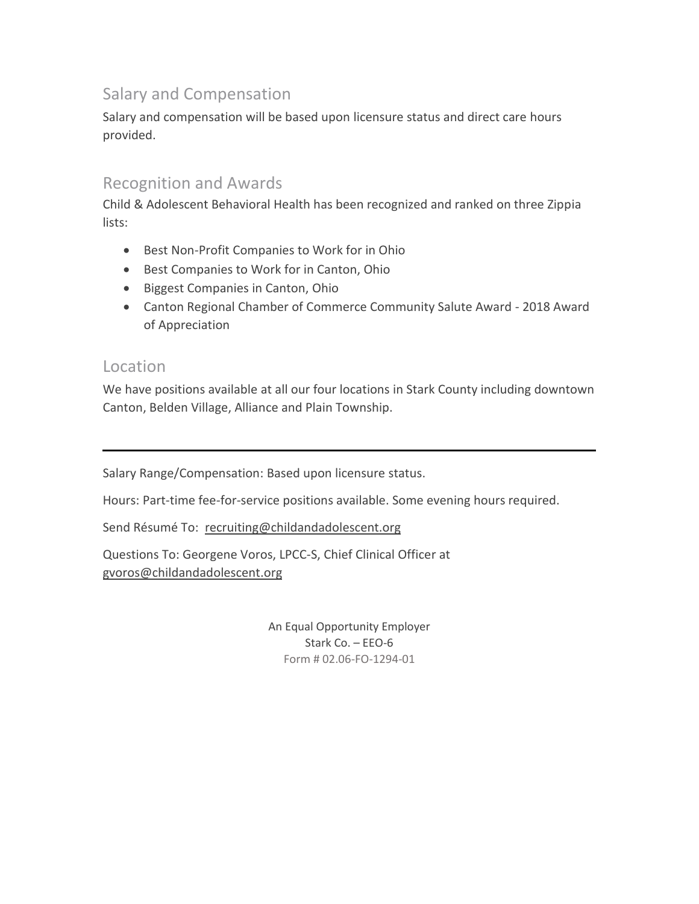## Salary and Compensation

Salary and compensation will be based upon licensure status and direct care hours provided.

## Recognition and Awards

Child & Adolescent Behavioral Health has been recognized and ranked on three Zippia lists:

- Best Non-Profit Companies to Work for in Ohio
- Best Companies to Work for in Canton, Ohio
- Biggest Companies in Canton, Ohio
- Canton Regional Chamber of Commerce Community Salute Award - 2018 Award of Appreciation

## Location

We have positions available at all our four locations in Stark County including downtown Canton, Belden Village, Alliance and Plain Township.

---

Salary Range/Compensation: Based upon licensure status.

Hours: Part-time fee-for-service positions available. Some evening hours required.

Send Résumé To: recruiting@childandadolescent.org

Questions To: Georgene Voros, LPCC-S, Chief Clinical Officer at gvoros@childandadolescent.org

An Equal Opportunity Employer
Stark Co. – EEO-6
Form # 02.06-FO-1294-01